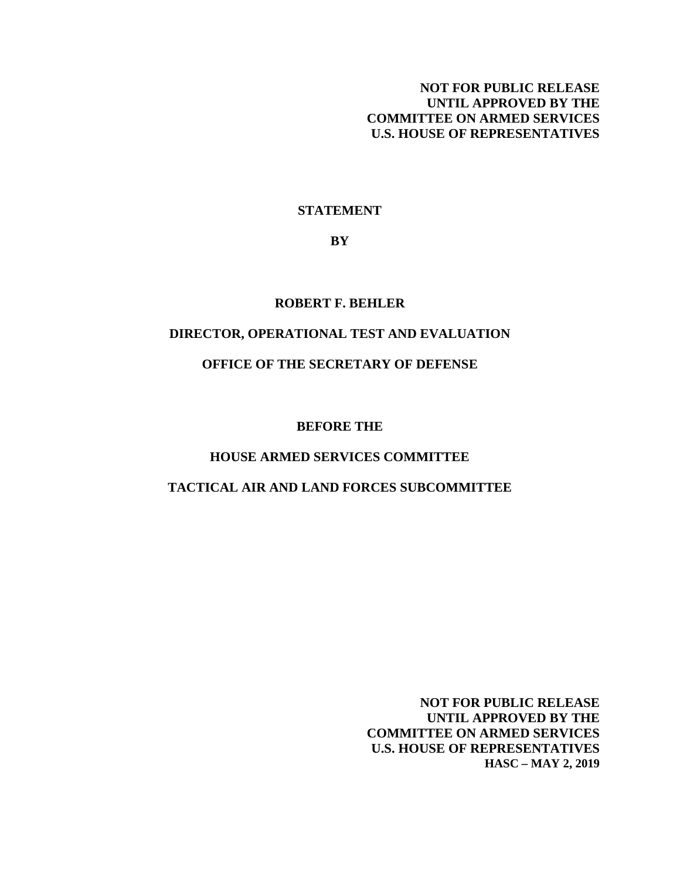**NOT FOR PUBLIC RELEASE**
**UNTIL APPROVED BY THE**
**COMMITTEE ON ARMED SERVICES**
**U.S. HOUSE OF REPRESENTATIVES**

**STATEMENT**

**BY**

**ROBERT F. BEHLER**

**DIRECTOR, OPERATIONAL TEST AND EVALUATION**

**OFFICE OF THE SECRETARY OF DEFENSE**

**BEFORE THE**

**HOUSE ARMED SERVICES COMMITTEE**

**TACTICAL AIR AND LAND FORCES SUBCOMMITTEE**

**NOT FOR PUBLIC RELEASE**
**UNTIL APPROVED BY THE**
**COMMITTEE ON ARMED SERVICES**
**U.S. HOUSE OF REPRESENTATIVES**
**HASC – MAY 2, 2019**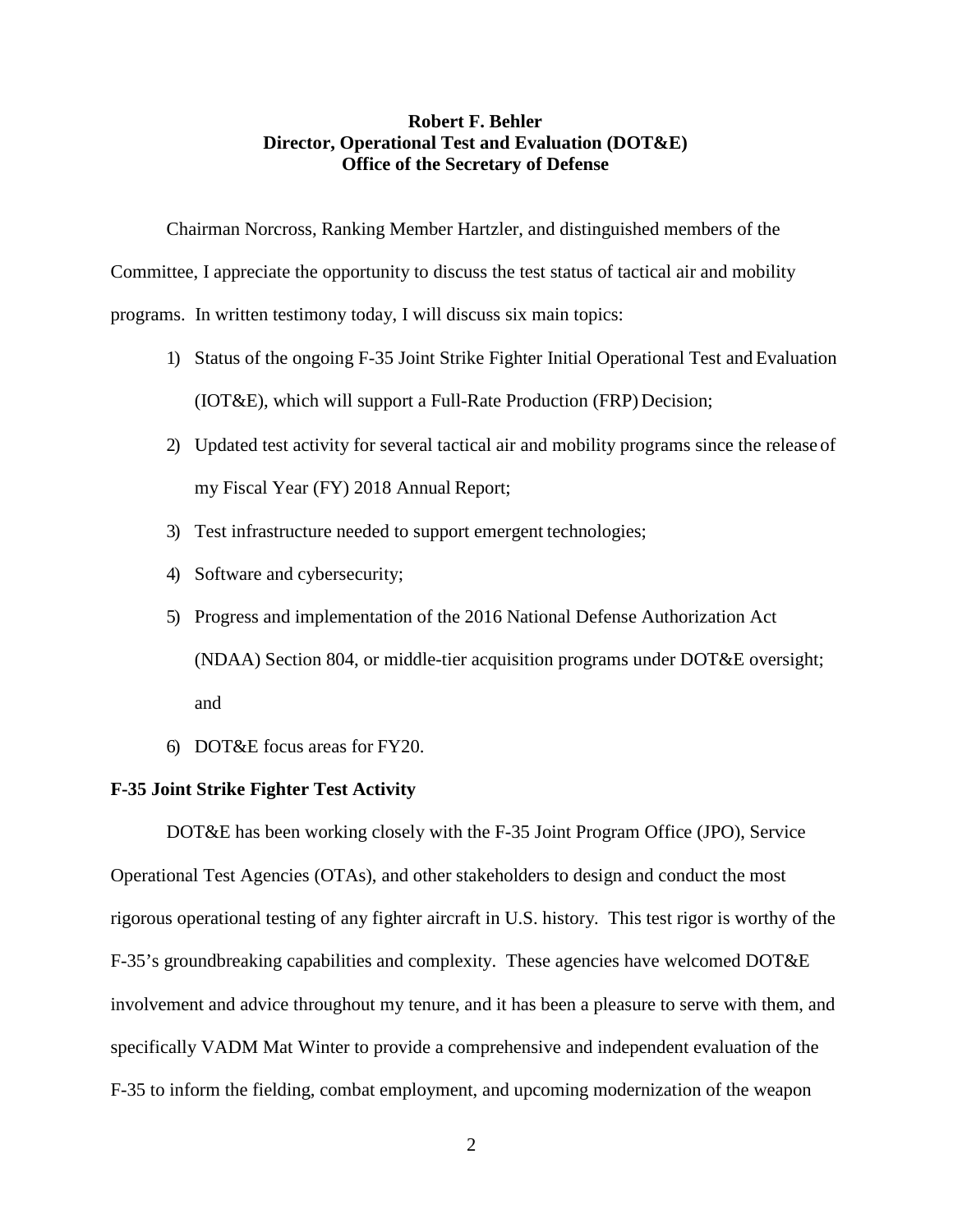**Robert F. Behler**
**Director, Operational Test and Evaluation (DOT&E)**
**Office of the Secretary of Defense**

Chairman Norcross, Ranking Member Hartzler, and distinguished members of the Committee, I appreciate the opportunity to discuss the test status of tactical air and mobility programs. In written testimony today, I will discuss six main topics:

1) Status of the ongoing F-35 Joint Strike Fighter Initial Operational Test and Evaluation (IOT&E), which will support a Full-Rate Production (FRP) Decision;
2) Updated test activity for several tactical air and mobility programs since the release of my Fiscal Year (FY) 2018 Annual Report;
3) Test infrastructure needed to support emergent technologies;
4) Software and cybersecurity;
5) Progress and implementation of the 2016 National Defense Authorization Act (NDAA) Section 804, or middle-tier acquisition programs under DOT&E oversight; and
6) DOT&E focus areas for FY20.

**F-35 Joint Strike Fighter Test Activity**

DOT&E has been working closely with the F-35 Joint Program Office (JPO), Service Operational Test Agencies (OTAs), and other stakeholders to design and conduct the most rigorous operational testing of any fighter aircraft in U.S. history. This test rigor is worthy of the F-35's groundbreaking capabilities and complexity. These agencies have welcomed DOT&E involvement and advice throughout my tenure, and it has been a pleasure to serve with them, and specifically VADM Mat Winter to provide a comprehensive and independent evaluation of the F-35 to inform the fielding, combat employment, and upcoming modernization of the weapon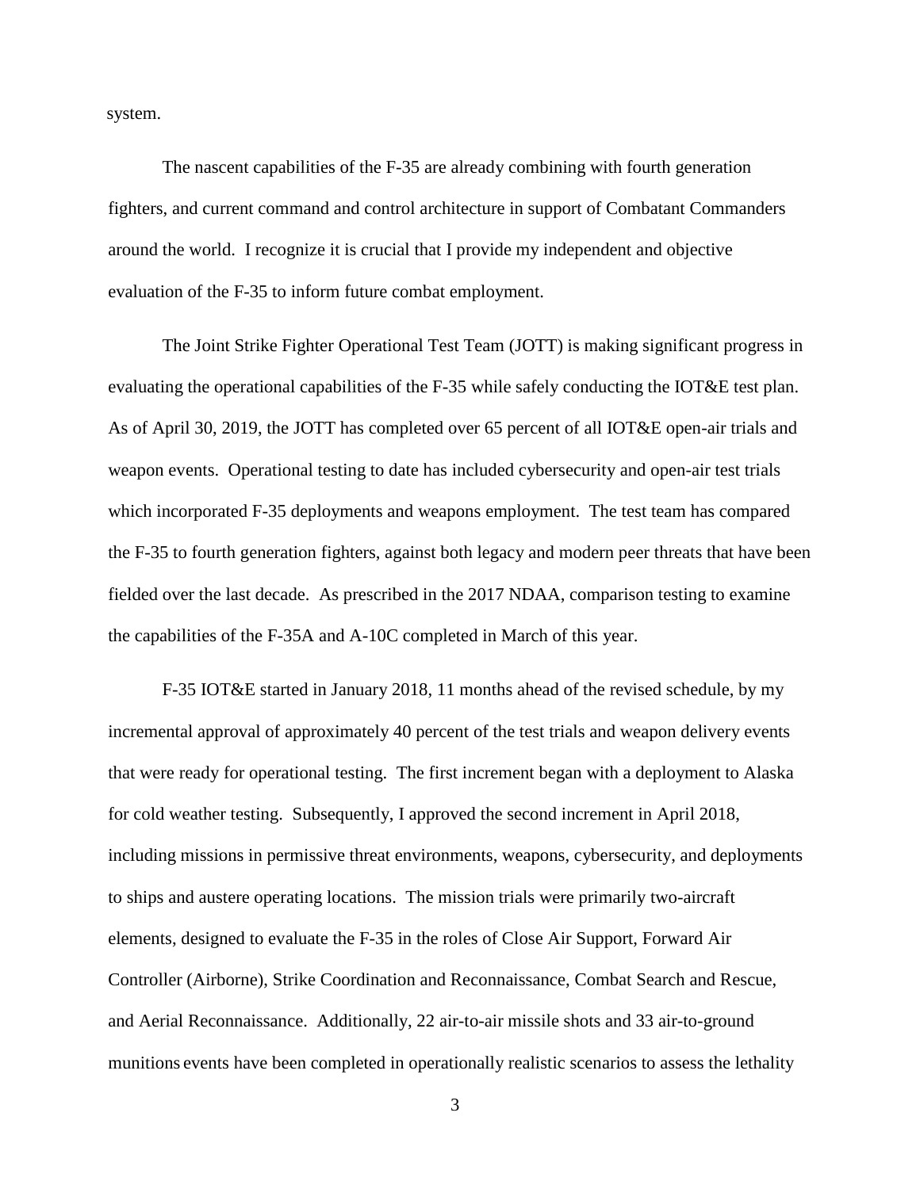system.

The nascent capabilities of the F-35 are already combining with fourth generation fighters, and current command and control architecture in support of Combatant Commanders around the world. I recognize it is crucial that I provide my independent and objective evaluation of the F-35 to inform future combat employment.

The Joint Strike Fighter Operational Test Team (JOTT) is making significant progress in evaluating the operational capabilities of the F-35 while safely conducting the IOT&E test plan. As of April 30, 2019, the JOTT has completed over 65 percent of all IOT&E open-air trials and weapon events. Operational testing to date has included cybersecurity and open-air test trials which incorporated F-35 deployments and weapons employment. The test team has compared the F-35 to fourth generation fighters, against both legacy and modern peer threats that have been fielded over the last decade. As prescribed in the 2017 NDAA, comparison testing to examine the capabilities of the F-35A and A-10C completed in March of this year.

F-35 IOT&E started in January 2018, 11 months ahead of the revised schedule, by my incremental approval of approximately 40 percent of the test trials and weapon delivery events that were ready for operational testing. The first increment began with a deployment to Alaska for cold weather testing. Subsequently, I approved the second increment in April 2018, including missions in permissive threat environments, weapons, cybersecurity, and deployments to ships and austere operating locations. The mission trials were primarily two-aircraft elements, designed to evaluate the F-35 in the roles of Close Air Support, Forward Air Controller (Airborne), Strike Coordination and Reconnaissance, Combat Search and Rescue, and Aerial Reconnaissance. Additionally, 22 air-to-air missile shots and 33 air-to-ground munitions events have been completed in operationally realistic scenarios to assess the lethality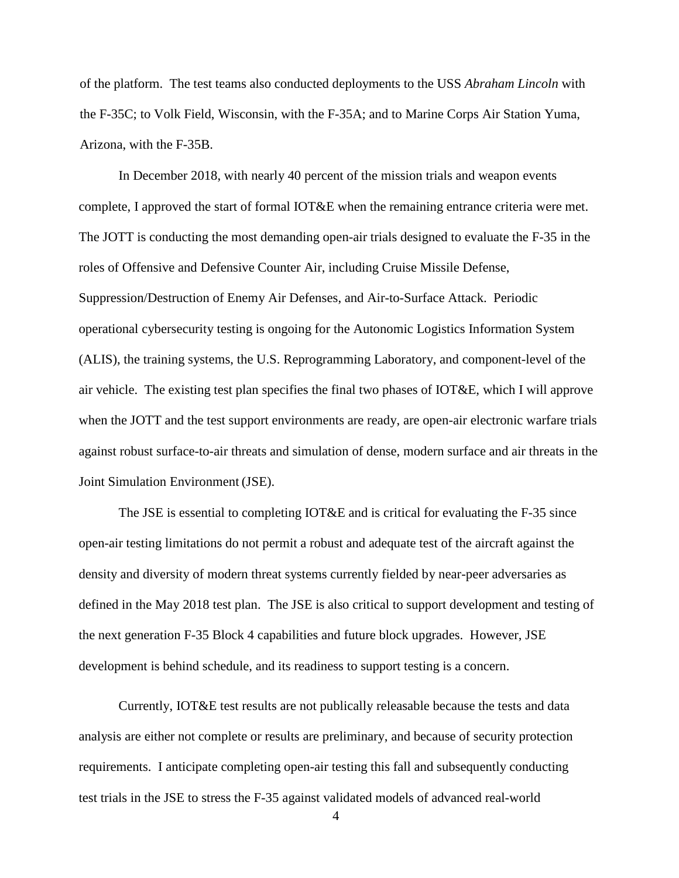of the platform. The test teams also conducted deployments to the USS *Abraham Lincoln* with the F-35C; to Volk Field, Wisconsin, with the F-35A; and to Marine Corps Air Station Yuma, Arizona, with the F-35B.

In December 2018, with nearly 40 percent of the mission trials and weapon events complete, I approved the start of formal IOT&E when the remaining entrance criteria were met. The JOTT is conducting the most demanding open-air trials designed to evaluate the F-35 in the roles of Offensive and Defensive Counter Air, including Cruise Missile Defense, Suppression/Destruction of Enemy Air Defenses, and Air-to-Surface Attack. Periodic operational cybersecurity testing is ongoing for the Autonomic Logistics Information System (ALIS), the training systems, the U.S. Reprogramming Laboratory, and component-level of the air vehicle. The existing test plan specifies the final two phases of IOT&E, which I will approve when the JOTT and the test support environments are ready, are open-air electronic warfare trials against robust surface-to-air threats and simulation of dense, modern surface and air threats in the Joint Simulation Environment (JSE).

The JSE is essential to completing IOT&E and is critical for evaluating the F-35 since open-air testing limitations do not permit a robust and adequate test of the aircraft against the density and diversity of modern threat systems currently fielded by near-peer adversaries as defined in the May 2018 test plan. The JSE is also critical to support development and testing of the next generation F-35 Block 4 capabilities and future block upgrades. However, JSE development is behind schedule, and its readiness to support testing is a concern.

Currently, IOT&E test results are not publically releasable because the tests and data analysis are either not complete or results are preliminary, and because of security protection requirements. I anticipate completing open-air testing this fall and subsequently conducting test trials in the JSE to stress the F-35 against validated models of advanced real-world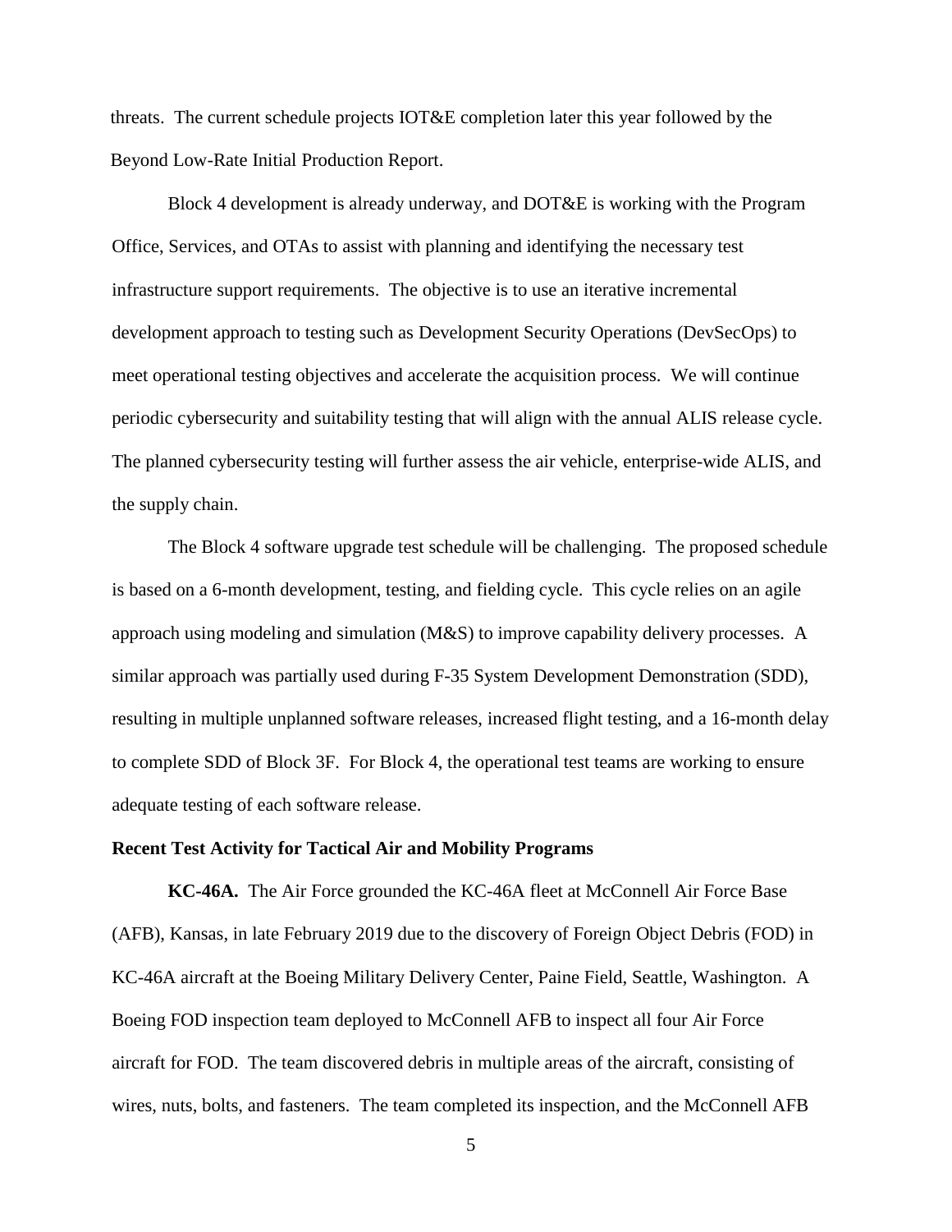threats. The current schedule projects IOT&E completion later this year followed by the Beyond Low-Rate Initial Production Report.

Block 4 development is already underway, and DOT&E is working with the Program Office, Services, and OTAs to assist with planning and identifying the necessary test infrastructure support requirements. The objective is to use an iterative incremental development approach to testing such as Development Security Operations (DevSecOps) to meet operational testing objectives and accelerate the acquisition process. We will continue periodic cybersecurity and suitability testing that will align with the annual ALIS release cycle. The planned cybersecurity testing will further assess the air vehicle, enterprise-wide ALIS, and the supply chain.

The Block 4 software upgrade test schedule will be challenging. The proposed schedule is based on a 6-month development, testing, and fielding cycle. This cycle relies on an agile approach using modeling and simulation (M&S) to improve capability delivery processes. A similar approach was partially used during F-35 System Development Demonstration (SDD), resulting in multiple unplanned software releases, increased flight testing, and a 16-month delay to complete SDD of Block 3F. For Block 4, the operational test teams are working to ensure adequate testing of each software release.

**Recent Test Activity for Tactical Air and Mobility Programs**

**KC-46A.** The Air Force grounded the KC-46A fleet at McConnell Air Force Base (AFB), Kansas, in late February 2019 due to the discovery of Foreign Object Debris (FOD) in KC-46A aircraft at the Boeing Military Delivery Center, Paine Field, Seattle, Washington. A Boeing FOD inspection team deployed to McConnell AFB to inspect all four Air Force aircraft for FOD. The team discovered debris in multiple areas of the aircraft, consisting of wires, nuts, bolts, and fasteners. The team completed its inspection, and the McConnell AFB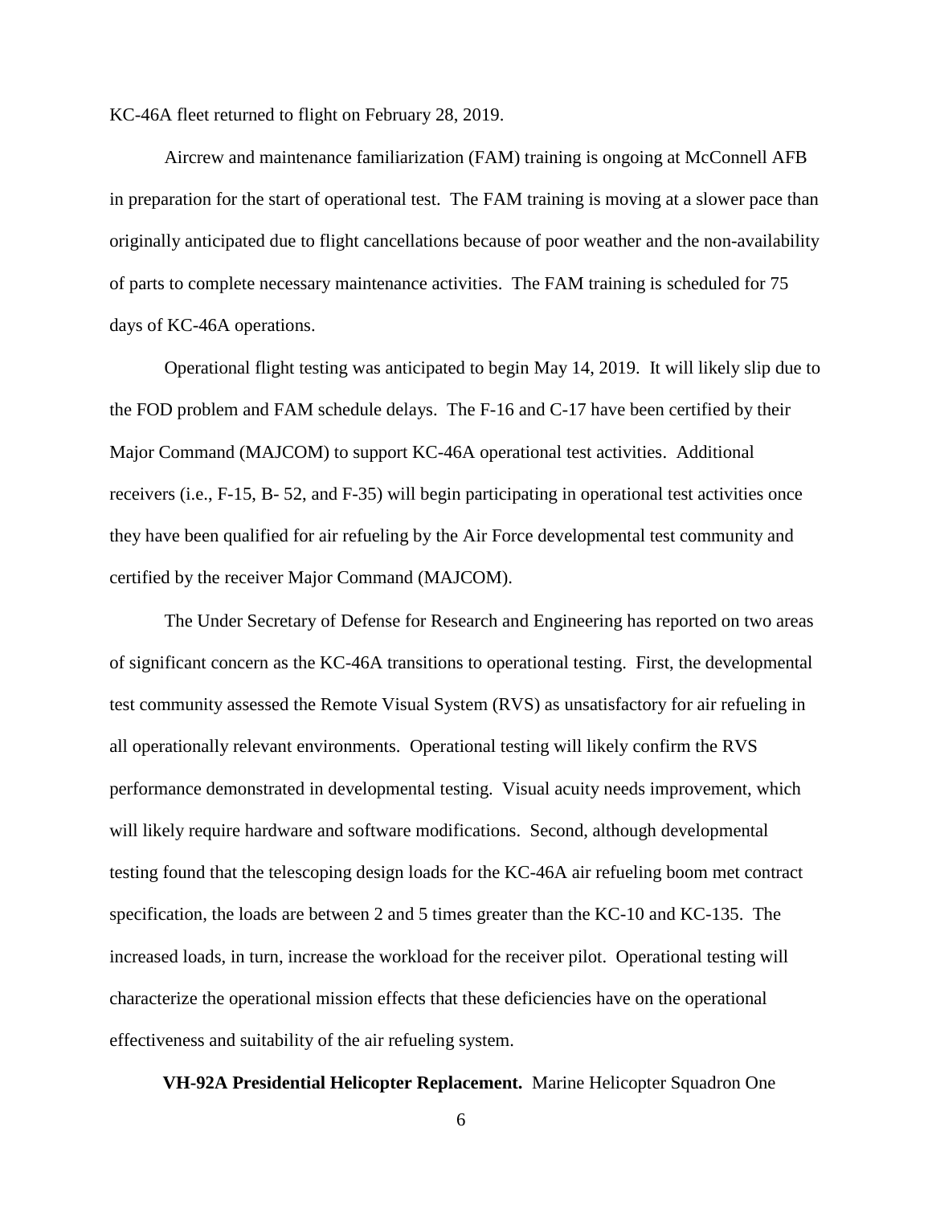KC-46A fleet returned to flight on February 28, 2019.

Aircrew and maintenance familiarization (FAM) training is ongoing at McConnell AFB in preparation for the start of operational test. The FAM training is moving at a slower pace than originally anticipated due to flight cancellations because of poor weather and the non-availability of parts to complete necessary maintenance activities. The FAM training is scheduled for 75 days of KC-46A operations.

Operational flight testing was anticipated to begin May 14, 2019. It will likely slip due to the FOD problem and FAM schedule delays. The F-16 and C-17 have been certified by their Major Command (MAJCOM) to support KC-46A operational test activities. Additional receivers (i.e., F-15, B- 52, and F-35) will begin participating in operational test activities once they have been qualified for air refueling by the Air Force developmental test community and certified by the receiver Major Command (MAJCOM).

The Under Secretary of Defense for Research and Engineering has reported on two areas of significant concern as the KC-46A transitions to operational testing. First, the developmental test community assessed the Remote Visual System (RVS) as unsatisfactory for air refueling in all operationally relevant environments. Operational testing will likely confirm the RVS performance demonstrated in developmental testing. Visual acuity needs improvement, which will likely require hardware and software modifications. Second, although developmental testing found that the telescoping design loads for the KC-46A air refueling boom met contract specification, the loads are between 2 and 5 times greater than the KC-10 and KC-135. The increased loads, in turn, increase the workload for the receiver pilot. Operational testing will characterize the operational mission effects that these deficiencies have on the operational effectiveness and suitability of the air refueling system.

**VH-92A Presidential Helicopter Replacement.** Marine Helicopter Squadron One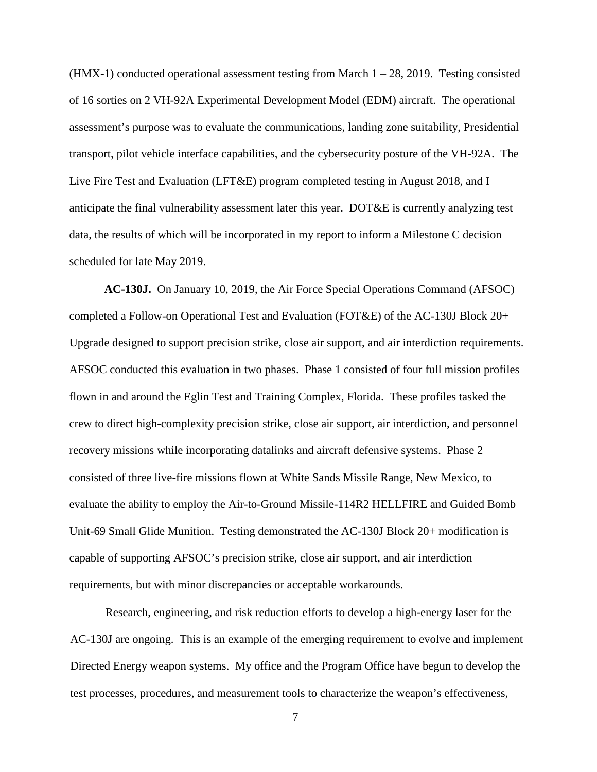(HMX-1) conducted operational assessment testing from March 1 – 28, 2019. Testing consisted of 16 sorties on 2 VH-92A Experimental Development Model (EDM) aircraft. The operational assessment's purpose was to evaluate the communications, landing zone suitability, Presidential transport, pilot vehicle interface capabilities, and the cybersecurity posture of the VH-92A. The Live Fire Test and Evaluation (LFT&E) program completed testing in August 2018, and I anticipate the final vulnerability assessment later this year. DOT&E is currently analyzing test data, the results of which will be incorporated in my report to inform a Milestone C decision scheduled for late May 2019.

**AC-130J.** On January 10, 2019, the Air Force Special Operations Command (AFSOC) completed a Follow-on Operational Test and Evaluation (FOT&E) of the AC-130J Block 20+ Upgrade designed to support precision strike, close air support, and air interdiction requirements. AFSOC conducted this evaluation in two phases. Phase 1 consisted of four full mission profiles flown in and around the Eglin Test and Training Complex, Florida. These profiles tasked the crew to direct high-complexity precision strike, close air support, air interdiction, and personnel recovery missions while incorporating datalinks and aircraft defensive systems. Phase 2 consisted of three live-fire missions flown at White Sands Missile Range, New Mexico, to evaluate the ability to employ the Air-to-Ground Missile-114R2 HELLFIRE and Guided Bomb Unit-69 Small Glide Munition. Testing demonstrated the AC-130J Block 20+ modification is capable of supporting AFSOC's precision strike, close air support, and air interdiction requirements, but with minor discrepancies or acceptable workarounds.

Research, engineering, and risk reduction efforts to develop a high-energy laser for the AC-130J are ongoing. This is an example of the emerging requirement to evolve and implement Directed Energy weapon systems. My office and the Program Office have begun to develop the test processes, procedures, and measurement tools to characterize the weapon's effectiveness,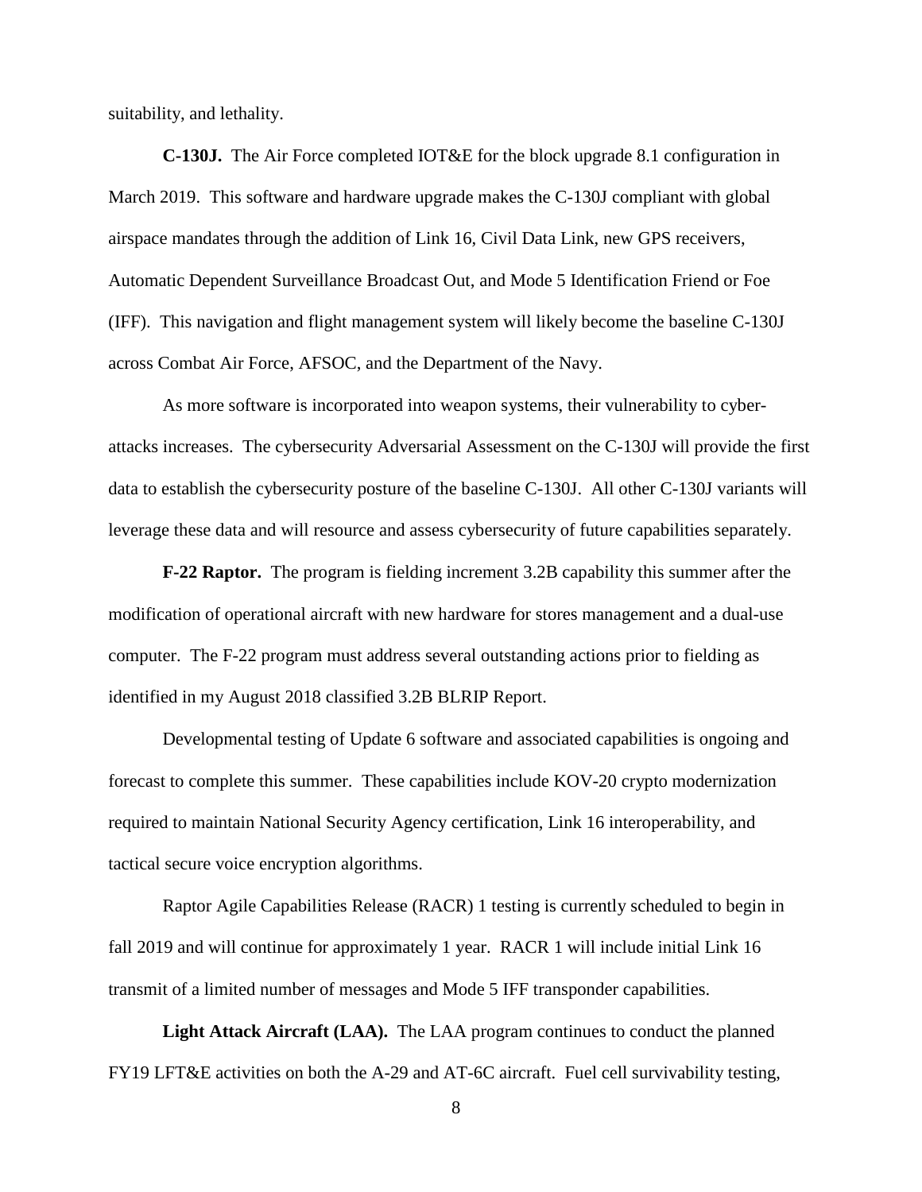suitability, and lethality.

**C-130J.** The Air Force completed IOT&E for the block upgrade 8.1 configuration in March 2019. This software and hardware upgrade makes the C-130J compliant with global airspace mandates through the addition of Link 16, Civil Data Link, new GPS receivers, Automatic Dependent Surveillance Broadcast Out, and Mode 5 Identification Friend or Foe (IFF). This navigation and flight management system will likely become the baseline C-130J across Combat Air Force, AFSOC, and the Department of the Navy.

As more software is incorporated into weapon systems, their vulnerability to cyber-attacks increases. The cybersecurity Adversarial Assessment on the C-130J will provide the first data to establish the cybersecurity posture of the baseline C-130J. All other C-130J variants will leverage these data and will resource and assess cybersecurity of future capabilities separately.

**F-22 Raptor.** The program is fielding increment 3.2B capability this summer after the modification of operational aircraft with new hardware for stores management and a dual-use computer. The F-22 program must address several outstanding actions prior to fielding as identified in my August 2018 classified 3.2B BLRIP Report.

Developmental testing of Update 6 software and associated capabilities is ongoing and forecast to complete this summer. These capabilities include KOV-20 crypto modernization required to maintain National Security Agency certification, Link 16 interoperability, and tactical secure voice encryption algorithms.

Raptor Agile Capabilities Release (RACR) 1 testing is currently scheduled to begin in fall 2019 and will continue for approximately 1 year. RACR 1 will include initial Link 16 transmit of a limited number of messages and Mode 5 IFF transponder capabilities.

**Light Attack Aircraft (LAA).** The LAA program continues to conduct the planned FY19 LFT&E activities on both the A-29 and AT-6C aircraft. Fuel cell survivability testing,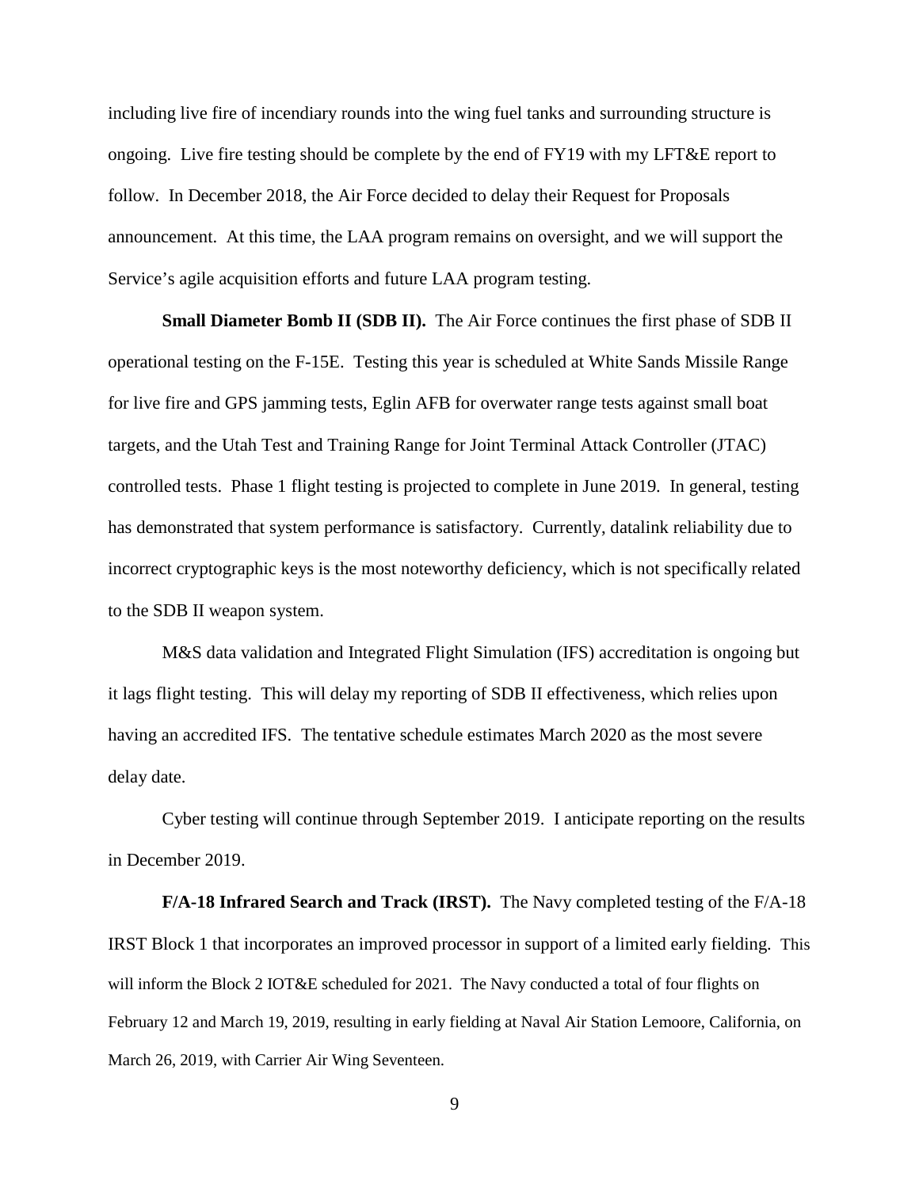including live fire of incendiary rounds into the wing fuel tanks and surrounding structure is ongoing. Live fire testing should be complete by the end of FY19 with my LFT&E report to follow. In December 2018, the Air Force decided to delay their Request for Proposals announcement. At this time, the LAA program remains on oversight, and we will support the Service's agile acquisition efforts and future LAA program testing.

**Small Diameter Bomb II (SDB II).** The Air Force continues the first phase of SDB II operational testing on the F-15E. Testing this year is scheduled at White Sands Missile Range for live fire and GPS jamming tests, Eglin AFB for overwater range tests against small boat targets, and the Utah Test and Training Range for Joint Terminal Attack Controller (JTAC) controlled tests. Phase 1 flight testing is projected to complete in June 2019. In general, testing has demonstrated that system performance is satisfactory. Currently, datalink reliability due to incorrect cryptographic keys is the most noteworthy deficiency, which is not specifically related to the SDB II weapon system.

M&S data validation and Integrated Flight Simulation (IFS) accreditation is ongoing but it lags flight testing. This will delay my reporting of SDB II effectiveness, which relies upon having an accredited IFS. The tentative schedule estimates March 2020 as the most severe delay date.

Cyber testing will continue through September 2019. I anticipate reporting on the results in December 2019.

**F/A-18 Infrared Search and Track (IRST).** The Navy completed testing of the F/A-18 IRST Block 1 that incorporates an improved processor in support of a limited early fielding. This will inform the Block 2 IOT&E scheduled for 2021. The Navy conducted a total of four flights on February 12 and March 19, 2019, resulting in early fielding at Naval Air Station Lemoore, California, on March 26, 2019, with Carrier Air Wing Seventeen.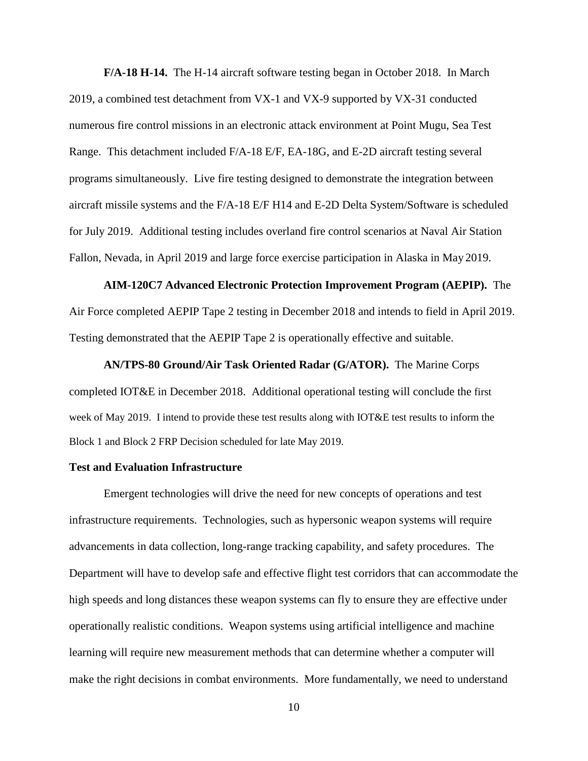**F/A-18 H-14.** The H-14 aircraft software testing began in October 2018. In March 2019, a combined test detachment from VX-1 and VX-9 supported by VX-31 conducted numerous fire control missions in an electronic attack environment at Point Mugu, Sea Test Range. This detachment included F/A-18 E/F, EA-18G, and E-2D aircraft testing several programs simultaneously. Live fire testing designed to demonstrate the integration between aircraft missile systems and the F/A-18 E/F H14 and E-2D Delta System/Software is scheduled for July 2019. Additional testing includes overland fire control scenarios at Naval Air Station Fallon, Nevada, in April 2019 and large force exercise participation in Alaska in May 2019.

**AIM-120C7 Advanced Electronic Protection Improvement Program (AEPIP).** The Air Force completed AEPIP Tape 2 testing in December 2018 and intends to field in April 2019. Testing demonstrated that the AEPIP Tape 2 is operationally effective and suitable.

**AN/TPS-80 Ground/Air Task Oriented Radar (G/ATOR).** The Marine Corps completed IOT&E in December 2018. Additional operational testing will conclude the first week of May 2019. I intend to provide these test results along with IOT&E test results to inform the Block 1 and Block 2 FRP Decision scheduled for late May 2019.

**Test and Evaluation Infrastructure**

Emergent technologies will drive the need for new concepts of operations and test infrastructure requirements. Technologies, such as hypersonic weapon systems will require advancements in data collection, long-range tracking capability, and safety procedures. The Department will have to develop safe and effective flight test corridors that can accommodate the high speeds and long distances these weapon systems can fly to ensure they are effective under operationally realistic conditions. Weapon systems using artificial intelligence and machine learning will require new measurement methods that can determine whether a computer will make the right decisions in combat environments. More fundamentally, we need to understand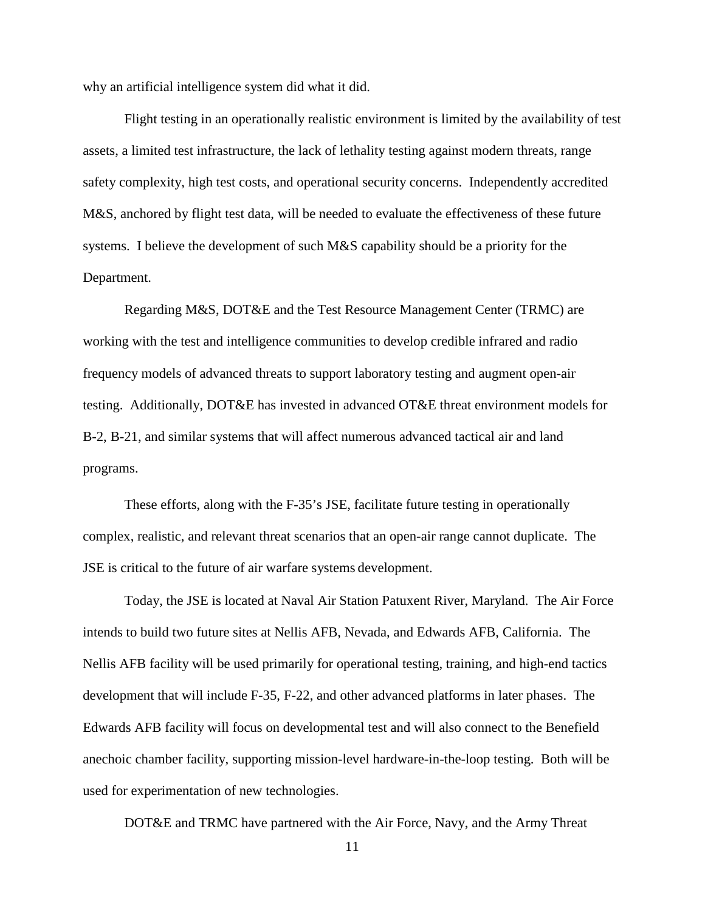why an artificial intelligence system did what it did.

Flight testing in an operationally realistic environment is limited by the availability of test assets, a limited test infrastructure, the lack of lethality testing against modern threats, range safety complexity, high test costs, and operational security concerns. Independently accredited M&S, anchored by flight test data, will be needed to evaluate the effectiveness of these future systems. I believe the development of such M&S capability should be a priority for the Department.

Regarding M&S, DOT&E and the Test Resource Management Center (TRMC) are working with the test and intelligence communities to develop credible infrared and radio frequency models of advanced threats to support laboratory testing and augment open-air testing. Additionally, DOT&E has invested in advanced OT&E threat environment models for B-2, B-21, and similar systems that will affect numerous advanced tactical air and land programs.

These efforts, along with the F-35's JSE, facilitate future testing in operationally complex, realistic, and relevant threat scenarios that an open-air range cannot duplicate. The JSE is critical to the future of air warfare systems development.

Today, the JSE is located at Naval Air Station Patuxent River, Maryland. The Air Force intends to build two future sites at Nellis AFB, Nevada, and Edwards AFB, California. The Nellis AFB facility will be used primarily for operational testing, training, and high-end tactics development that will include F-35, F-22, and other advanced platforms in later phases. The Edwards AFB facility will focus on developmental test and will also connect to the Benefield anechoic chamber facility, supporting mission-level hardware-in-the-loop testing. Both will be used for experimentation of new technologies.

DOT&E and TRMC have partnered with the Air Force, Navy, and the Army Threat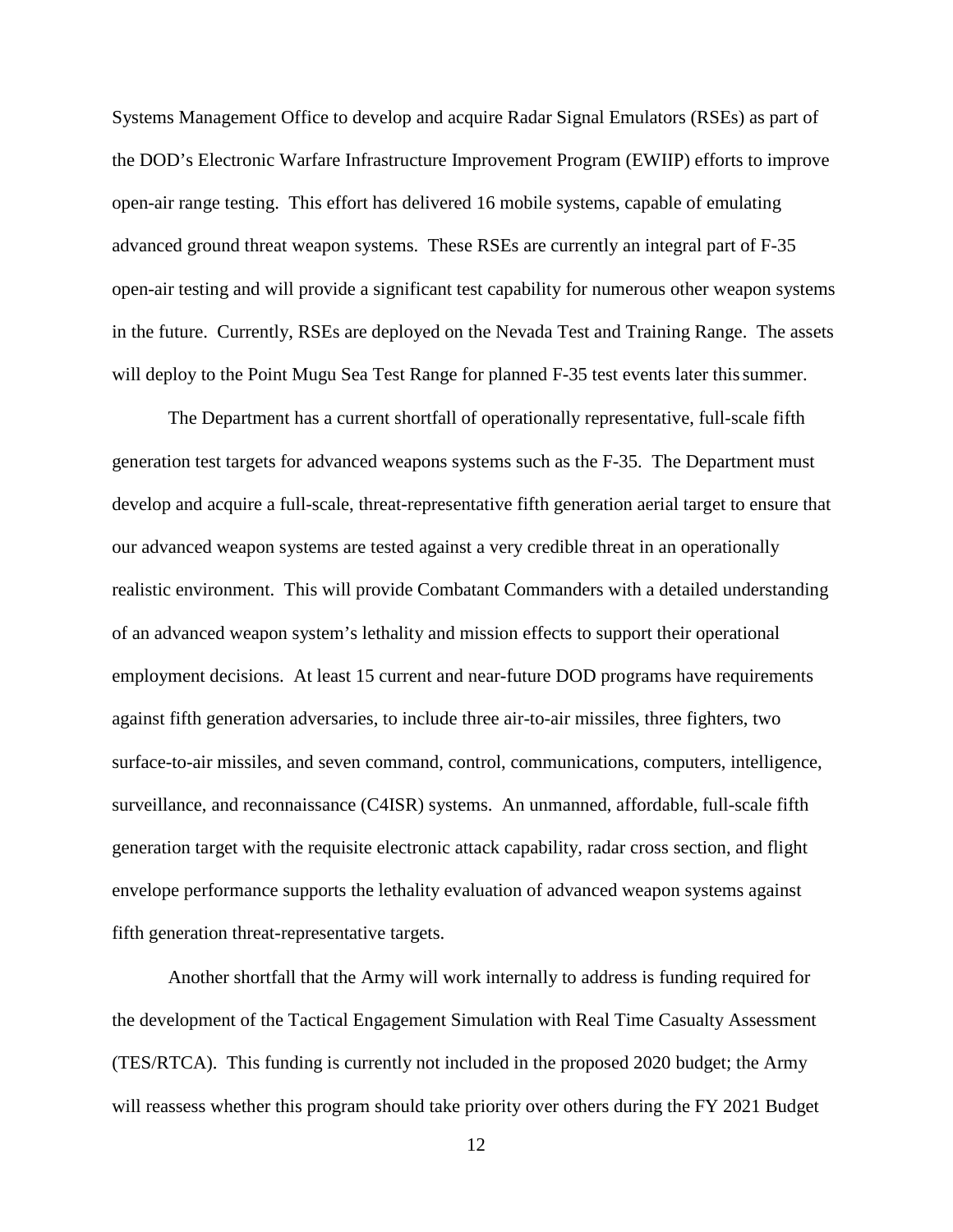Systems Management Office to develop and acquire Radar Signal Emulators (RSEs) as part of the DOD's Electronic Warfare Infrastructure Improvement Program (EWIIP) efforts to improve open-air range testing. This effort has delivered 16 mobile systems, capable of emulating advanced ground threat weapon systems. These RSEs are currently an integral part of F-35 open-air testing and will provide a significant test capability for numerous other weapon systems in the future. Currently, RSEs are deployed on the Nevada Test and Training Range. The assets will deploy to the Point Mugu Sea Test Range for planned F-35 test events later this summer.

The Department has a current shortfall of operationally representative, full-scale fifth generation test targets for advanced weapons systems such as the F-35. The Department must develop and acquire a full-scale, threat-representative fifth generation aerial target to ensure that our advanced weapon systems are tested against a very credible threat in an operationally realistic environment. This will provide Combatant Commanders with a detailed understanding of an advanced weapon system's lethality and mission effects to support their operational employment decisions. At least 15 current and near-future DOD programs have requirements against fifth generation adversaries, to include three air-to-air missiles, three fighters, two surface-to-air missiles, and seven command, control, communications, computers, intelligence, surveillance, and reconnaissance (C4ISR) systems. An unmanned, affordable, full-scale fifth generation target with the requisite electronic attack capability, radar cross section, and flight envelope performance supports the lethality evaluation of advanced weapon systems against fifth generation threat-representative targets.

Another shortfall that the Army will work internally to address is funding required for the development of the Tactical Engagement Simulation with Real Time Casualty Assessment (TES/RTCA). This funding is currently not included in the proposed 2020 budget; the Army will reassess whether this program should take priority over others during the FY 2021 Budget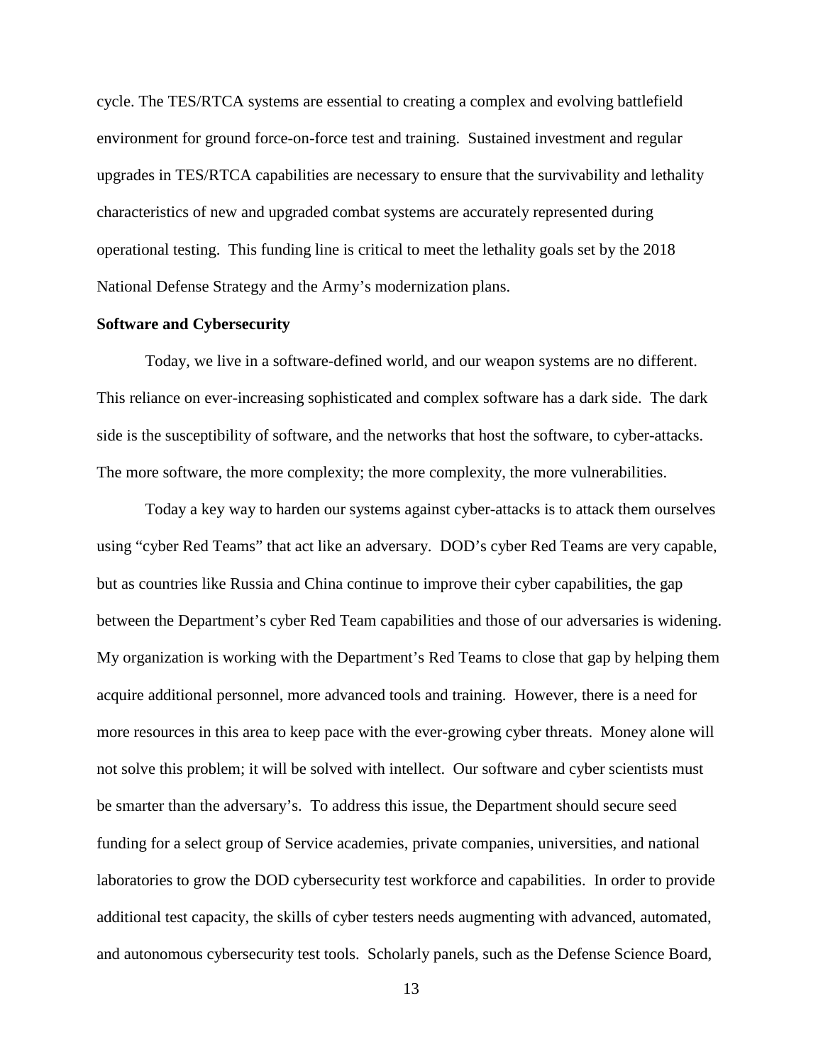cycle. The TES/RTCA systems are essential to creating a complex and evolving battlefield environment for ground force-on-force test and training. Sustained investment and regular upgrades in TES/RTCA capabilities are necessary to ensure that the survivability and lethality characteristics of new and upgraded combat systems are accurately represented during operational testing. This funding line is critical to meet the lethality goals set by the 2018 National Defense Strategy and the Army's modernization plans.

**Software and Cybersecurity**

Today, we live in a software-defined world, and our weapon systems are no different. This reliance on ever-increasing sophisticated and complex software has a dark side. The dark side is the susceptibility of software, and the networks that host the software, to cyber-attacks. The more software, the more complexity; the more complexity, the more vulnerabilities.

Today a key way to harden our systems against cyber-attacks is to attack them ourselves using "cyber Red Teams" that act like an adversary. DOD's cyber Red Teams are very capable, but as countries like Russia and China continue to improve their cyber capabilities, the gap between the Department's cyber Red Team capabilities and those of our adversaries is widening. My organization is working with the Department's Red Teams to close that gap by helping them acquire additional personnel, more advanced tools and training. However, there is a need for more resources in this area to keep pace with the ever-growing cyber threats. Money alone will not solve this problem; it will be solved with intellect. Our software and cyber scientists must be smarter than the adversary's. To address this issue, the Department should secure seed funding for a select group of Service academies, private companies, universities, and national laboratories to grow the DOD cybersecurity test workforce and capabilities. In order to provide additional test capacity, the skills of cyber testers needs augmenting with advanced, automated, and autonomous cybersecurity test tools. Scholarly panels, such as the Defense Science Board,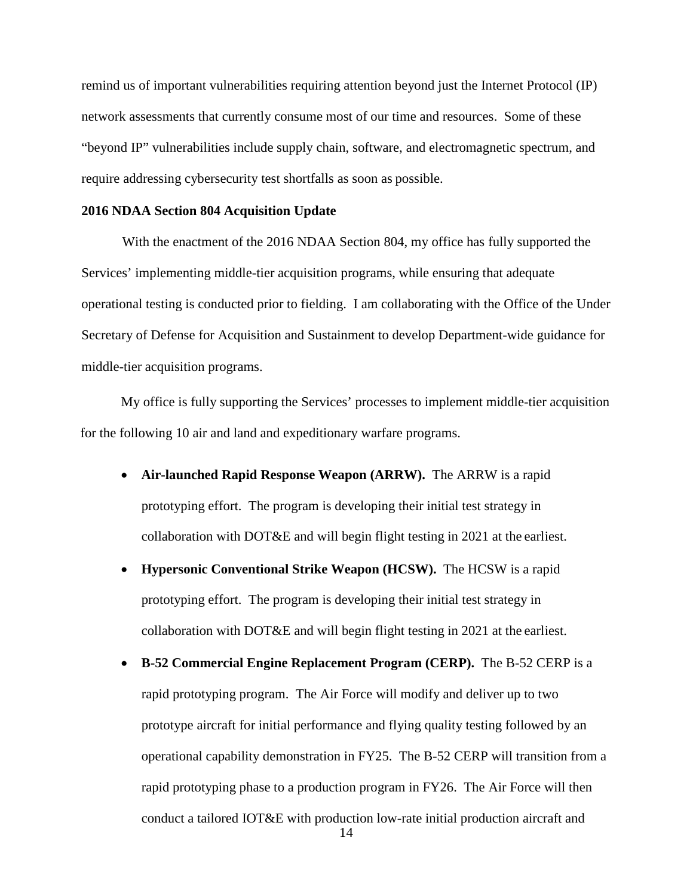remind us of important vulnerabilities requiring attention beyond just the Internet Protocol (IP) network assessments that currently consume most of our time and resources. Some of these "beyond IP" vulnerabilities include supply chain, software, and electromagnetic spectrum, and require addressing cybersecurity test shortfalls as soon as possible.

**2016 NDAA Section 804 Acquisition Update**

With the enactment of the 2016 NDAA Section 804, my office has fully supported the Services' implementing middle-tier acquisition programs, while ensuring that adequate operational testing is conducted prior to fielding. I am collaborating with the Office of the Under Secretary of Defense for Acquisition and Sustainment to develop Department-wide guidance for middle-tier acquisition programs.

My office is fully supporting the Services' processes to implement middle-tier acquisition for the following 10 air and land and expeditionary warfare programs.

- **Air-launched Rapid Response Weapon (ARRW).** The ARRW is a rapid prototyping effort. The program is developing their initial test strategy in collaboration with DOT&E and will begin flight testing in 2021 at the earliest.
- **Hypersonic Conventional Strike Weapon (HCSW).** The HCSW is a rapid prototyping effort. The program is developing their initial test strategy in collaboration with DOT&E and will begin flight testing in 2021 at the earliest.
- **B-52 Commercial Engine Replacement Program (CERP).** The B-52 CERP is a rapid prototyping program. The Air Force will modify and deliver up to two prototype aircraft for initial performance and flying quality testing followed by an operational capability demonstration in FY25. The B-52 CERP will transition from a rapid prototyping phase to a production program in FY26. The Air Force will then conduct a tailored IOT&E with production low-rate initial production aircraft and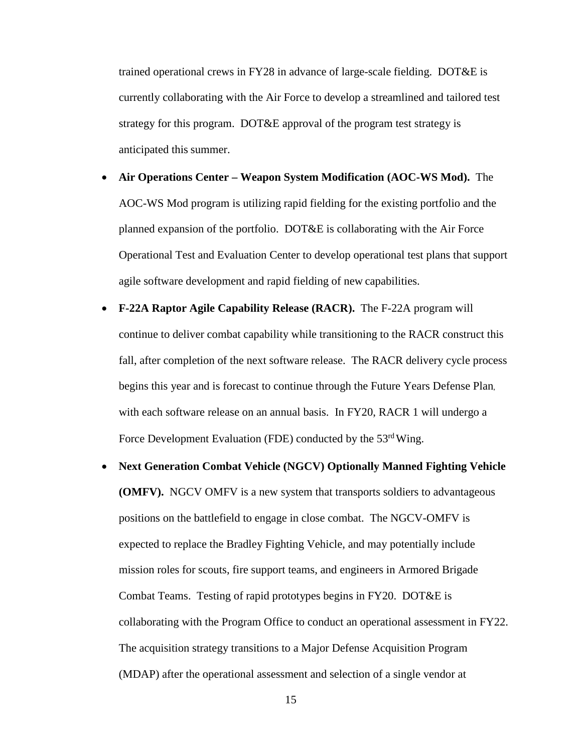trained operational crews in FY28 in advance of large-scale fielding. DOT&E is currently collaborating with the Air Force to develop a streamlined and tailored test strategy for this program. DOT&E approval of the program test strategy is anticipated this summer.

- **Air Operations Center – Weapon System Modification (AOC-WS Mod).** The AOC-WS Mod program is utilizing rapid fielding for the existing portfolio and the planned expansion of the portfolio. DOT&E is collaborating with the Air Force Operational Test and Evaluation Center to develop operational test plans that support agile software development and rapid fielding of new capabilities.
- **F-22A Raptor Agile Capability Release (RACR).** The F-22A program will continue to deliver combat capability while transitioning to the RACR construct this fall, after completion of the next software release. The RACR delivery cycle process begins this year and is forecast to continue through the Future Years Defense Plan, with each software release on an annual basis. In FY20, RACR 1 will undergo a Force Development Evaluation (FDE) conducted by the 53rd Wing.
- **Next Generation Combat Vehicle (NGCV) Optionally Manned Fighting Vehicle (OMFV).** NGCV OMFV is a new system that transports soldiers to advantageous positions on the battlefield to engage in close combat. The NGCV-OMFV is expected to replace the Bradley Fighting Vehicle, and may potentially include mission roles for scouts, fire support teams, and engineers in Armored Brigade Combat Teams. Testing of rapid prototypes begins in FY20. DOT&E is collaborating with the Program Office to conduct an operational assessment in FY22. The acquisition strategy transitions to a Major Defense Acquisition Program (MDAP) after the operational assessment and selection of a single vendor at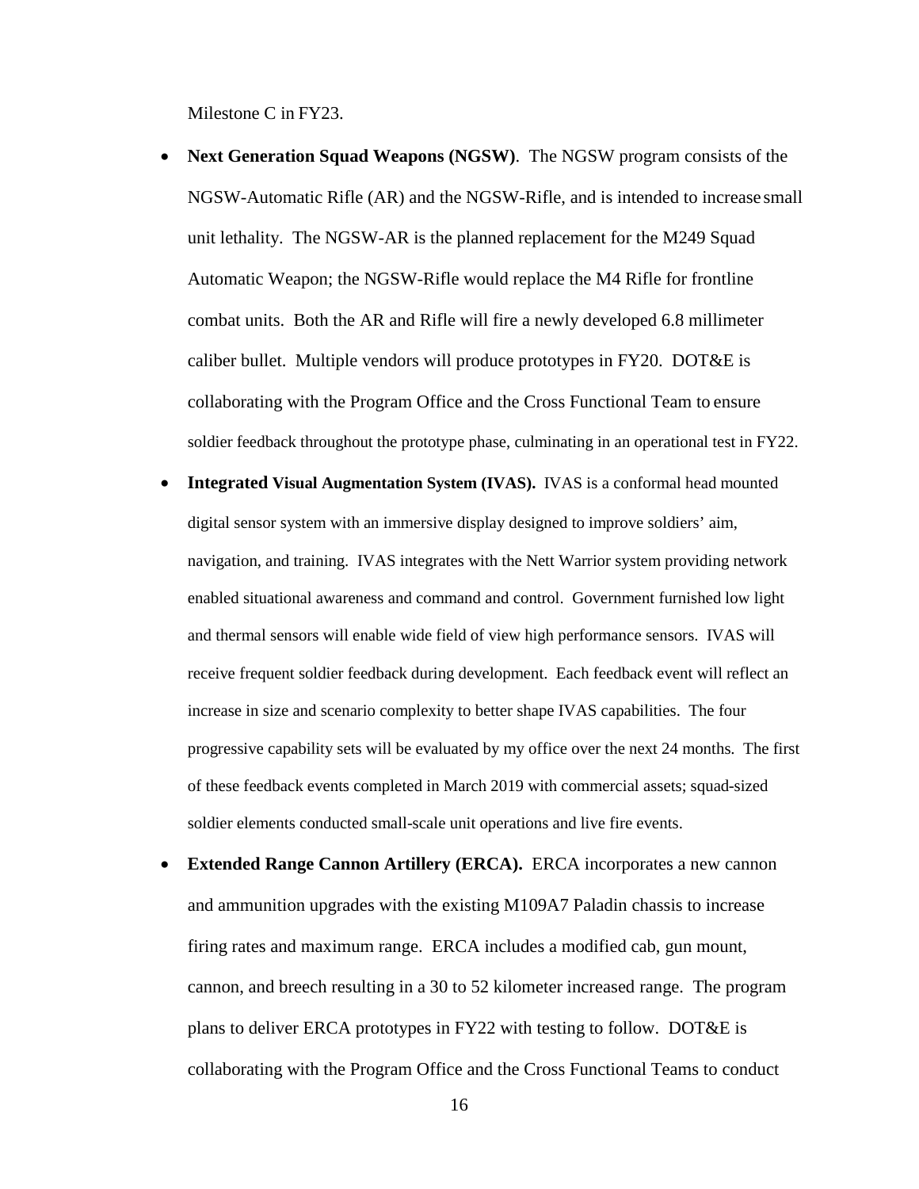Milestone C in FY23.

- **Next Generation Squad Weapons (NGSW)**. The NGSW program consists of the NGSW-Automatic Rifle (AR) and the NGSW-Rifle, and is intended to increase small unit lethality. The NGSW-AR is the planned replacement for the M249 Squad Automatic Weapon; the NGSW-Rifle would replace the M4 Rifle for frontline combat units. Both the AR and Rifle will fire a newly developed 6.8 millimeter caliber bullet. Multiple vendors will produce prototypes in FY20. DOT&E is collaborating with the Program Office and the Cross Functional Team to ensure soldier feedback throughout the prototype phase, culminating in an operational test in FY22.
- **Integrated Visual Augmentation System (IVAS).** IVAS is a conformal head mounted digital sensor system with an immersive display designed to improve soldiers' aim, navigation, and training. IVAS integrates with the Nett Warrior system providing network enabled situational awareness and command and control. Government furnished low light and thermal sensors will enable wide field of view high performance sensors. IVAS will receive frequent soldier feedback during development. Each feedback event will reflect an increase in size and scenario complexity to better shape IVAS capabilities. The four progressive capability sets will be evaluated by my office over the next 24 months. The first of these feedback events completed in March 2019 with commercial assets; squad-sized soldier elements conducted small-scale unit operations and live fire events.
- **Extended Range Cannon Artillery (ERCA).** ERCA incorporates a new cannon and ammunition upgrades with the existing M109A7 Paladin chassis to increase firing rates and maximum range. ERCA includes a modified cab, gun mount, cannon, and breech resulting in a 30 to 52 kilometer increased range. The program plans to deliver ERCA prototypes in FY22 with testing to follow. DOT&E is collaborating with the Program Office and the Cross Functional Teams to conduct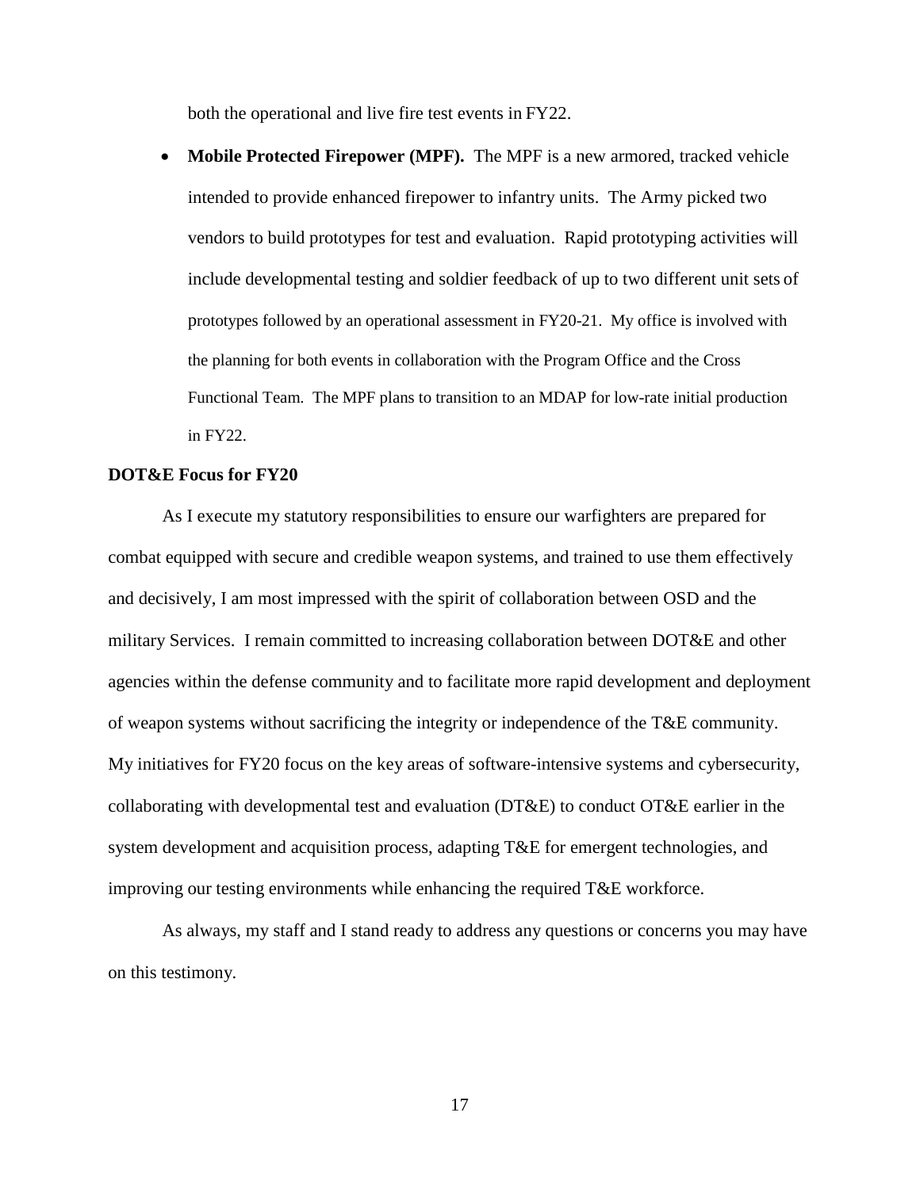both the operational and live fire test events in FY22.

- **Mobile Protected Firepower (MPF).** The MPF is a new armored, tracked vehicle intended to provide enhanced firepower to infantry units. The Army picked two vendors to build prototypes for test and evaluation. Rapid prototyping activities will include developmental testing and soldier feedback of up to two different unit sets of prototypes followed by an operational assessment in FY20-21. My office is involved with the planning for both events in collaboration with the Program Office and the Cross Functional Team. The MPF plans to transition to an MDAP for low-rate initial production in FY22.

**DOT&E Focus for FY20**

As I execute my statutory responsibilities to ensure our warfighters are prepared for combat equipped with secure and credible weapon systems, and trained to use them effectively and decisively, I am most impressed with the spirit of collaboration between OSD and the military Services. I remain committed to increasing collaboration between DOT&E and other agencies within the defense community and to facilitate more rapid development and deployment of weapon systems without sacrificing the integrity or independence of the T&E community. My initiatives for FY20 focus on the key areas of software-intensive systems and cybersecurity, collaborating with developmental test and evaluation (DT&E) to conduct OT&E earlier in the system development and acquisition process, adapting T&E for emergent technologies, and improving our testing environments while enhancing the required T&E workforce.

As always, my staff and I stand ready to address any questions or concerns you may have on this testimony.